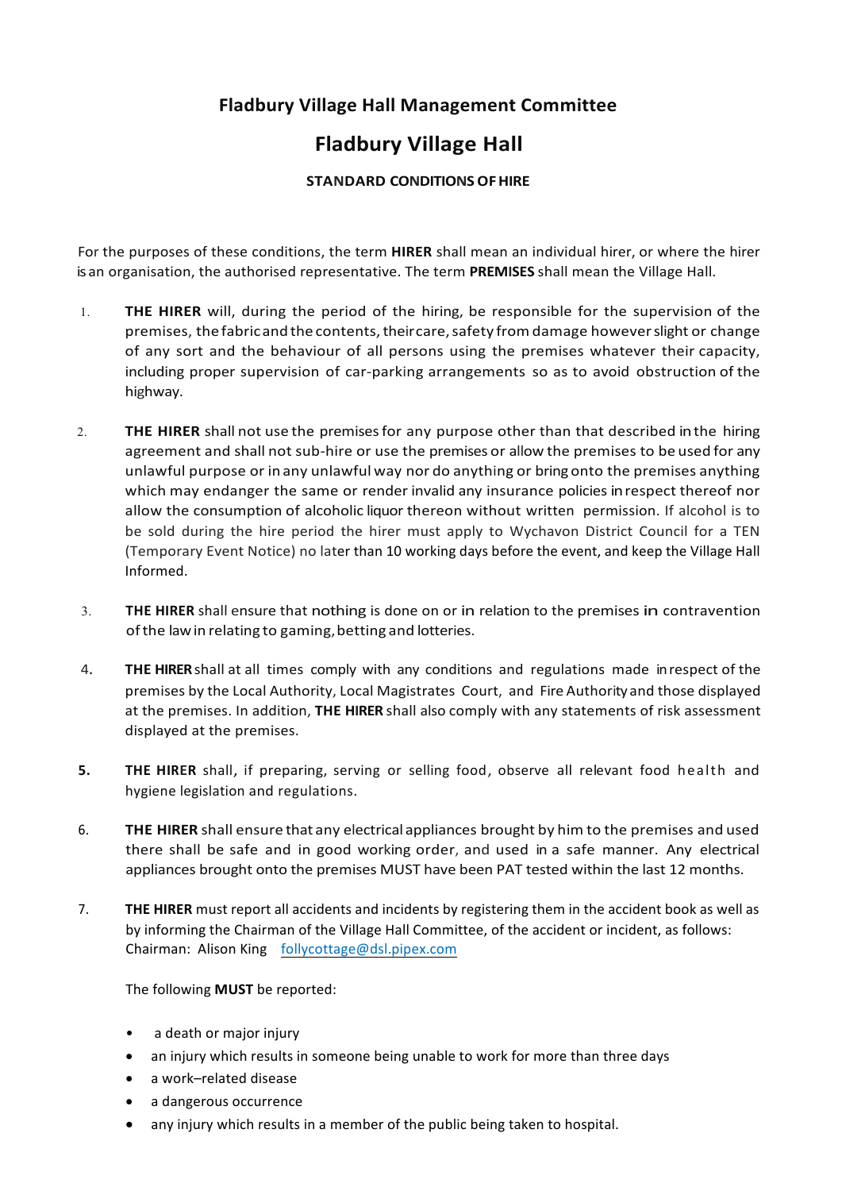# Fladbury Village Hall Management Committee

# Fladbury Village Hall

### STANDARD CONDITIONS OF HIRE

For the purposes of these conditions, the term **HIRER** shall mean an individual hirer, or where the hirer is an organisation, the authorised representative. The term **PREMISES** shall mean the Village Hall.

1. **THE HIRER** will, during the period of the hiring, be responsible for the supervision of the premises, the fabric and the contents, their care, safety from damage however slight or change of any sort and the behaviour of all persons using the premises whatever their capacity, including proper supervision of car-parking arrangements so as to avoid obstruction of the highway.

2. **THE HIRER** shall not use the premises for any purpose other than that described in the hiring agreement and shall not sub-hire or use the premises or allow the premises to be used for any unlawful purpose or in any unlawful way nor do anything or bring onto the premises anything which may endanger the same or render invalid any insurance policies in respect thereof nor allow the consumption of alcoholic liquor thereon without written permission. If alcohol is to be sold during the hire period the hirer must apply to Wychavon District Council for a TEN (Temporary Event Notice) no later than 10 working days before the event, and keep the Village Hall Informed.

3. **THE HIRER** shall ensure that nothing is done on or in relation to the premises in contravention of the law in relating to gaming, betting and lotteries.

4. **THE HIRER** shall at all times comply with any conditions and regulations made in respect of the premises by the Local Authority, Local Magistrates Court, and Fire Authority and those displayed at the premises. In addition, **THE HIRER** shall also comply with any statements of risk assessment displayed at the premises.

5. **THE HIRER** shall, if preparing, serving or selling food, observe all relevant food health and hygiene legislation and regulations.

6. **THE HIRER** shall ensure that any electrical appliances brought by him to the premises and used there shall be safe and in good working order, and used in a safe manner. Any electrical appliances brought onto the premises MUST have been PAT tested within the last 12 months.

7. **THE HIRER** must report all accidents and incidents by registering them in the accident book as well as by informing the Chairman of the Village Hall Committee, of the accident or incident, as follows: Chairman: Alison King follycottage@dsl.pipex.com

   The following **MUST** be reported:

   - a death or major injury
   - an injury which results in someone being unable to work for more than three days
   - a work–related disease
   - a dangerous occurrence
   - any injury which results in a member of the public being taken to hospital.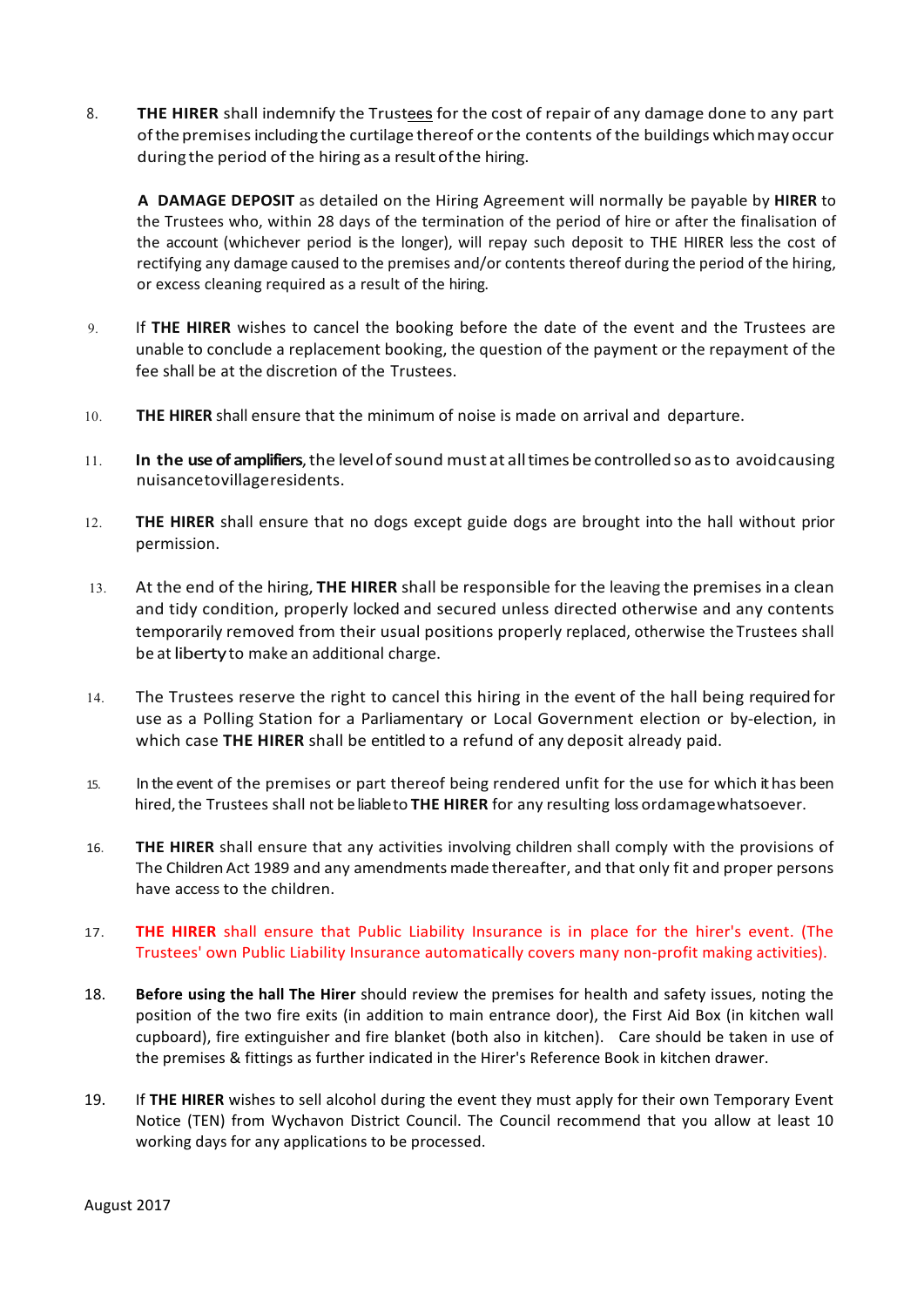8. **THE HIRER** shall indemnify the Trustees for the cost of repair of any damage done to any part of the premises including the curtilage thereof or the contents of the buildings which may occur during the period of the hiring as a result of the hiring.

   **A DAMAGE DEPOSIT** as detailed on the Hiring Agreement will normally be payable by **HIRER** to the Trustees who, within 28 days of the termination of the period of hire or after the finalisation of the account (whichever period is the longer), will repay such deposit to THE HIRER less the cost of rectifying any damage caused to the premises and/or contents thereof during the period of the hiring, or excess cleaning required as a result of the hiring.

9. If **THE HIRER** wishes to cancel the booking before the date of the event and the Trustees are unable to conclude a replacement booking, the question of the payment or the repayment of the fee shall be at the discretion of the Trustees.

10. **THE HIRER** shall ensure that the minimum of noise is made on arrival and departure.

11. **In the use of amplifiers**, the level of sound must at all times be controlled so as to avoid causing nuisance to village residents.

12. **THE HIRER** shall ensure that no dogs except guide dogs are brought into the hall without prior permission.

13. At the end of the hiring, **THE HIRER** shall be responsible for the leaving the premises in a clean and tidy condition, properly locked and secured unless directed otherwise and any contents temporarily removed from their usual positions properly replaced, otherwise the Trustees shall be at liberty to make an additional charge.

14. The Trustees reserve the right to cancel this hiring in the event of the hall being required for use as a Polling Station for a Parliamentary or Local Government election or by-election, in which case **THE HIRER** shall be entitled to a refund of any deposit already paid.

15. In the event of the premises or part thereof being rendered unfit for the use for which it has been hired, the Trustees shall not be liable to **THE HIRER** for any resulting loss or damage whatsoever.

16. **THE HIRER** shall ensure that any activities involving children shall comply with the provisions of The Children Act 1989 and any amendments made thereafter, and that only fit and proper persons have access to the children.

17. **THE HIRER** shall ensure that Public Liability Insurance is in place for the hirer's event. (The Trustees' own Public Liability Insurance automatically covers many non-profit making activities).

18. **Before using the hall The Hirer** should review the premises for health and safety issues, noting the position of the two fire exits (in addition to main entrance door), the First Aid Box (in kitchen wall cupboard), fire extinguisher and fire blanket (both also in kitchen). Care should be taken in use of the premises & fittings as further indicated in the Hirer's Reference Book in kitchen drawer.

19. If **THE HIRER** wishes to sell alcohol during the event they must apply for their own Temporary Event Notice (TEN) from Wychavon District Council. The Council recommend that you allow at least 10 working days for any applications to be processed.

August 2017